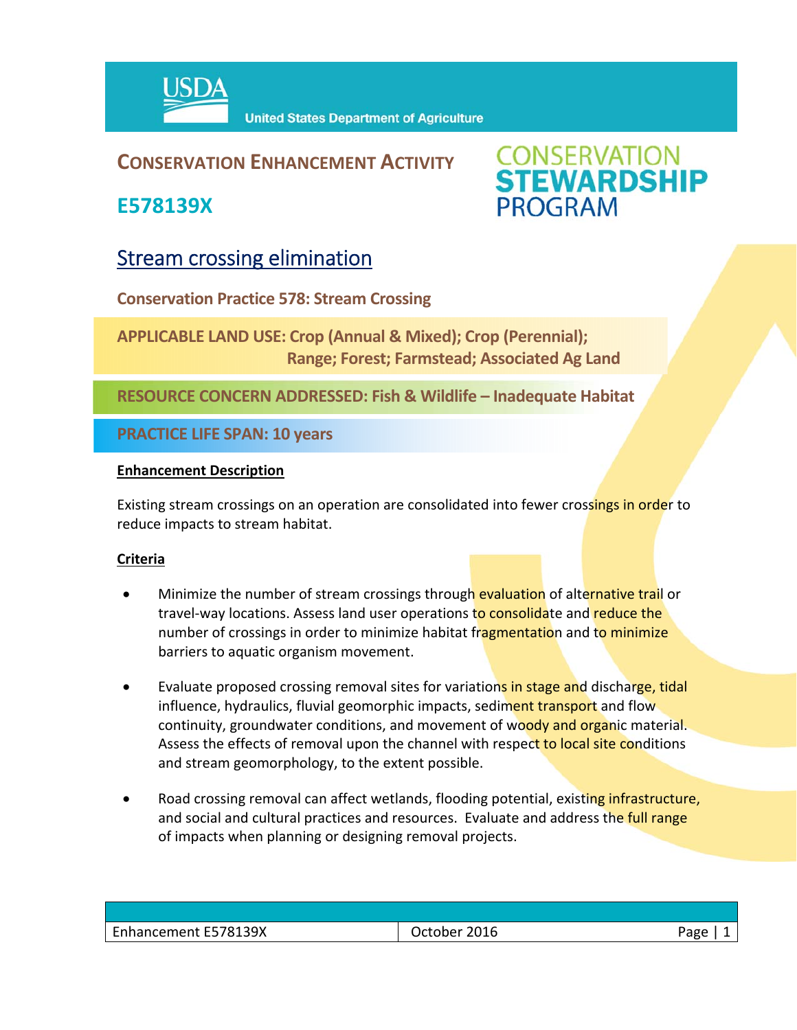USDA United States Department of Agriculture

# CONSERVATION ENHANCEMENT ACTIVITY

## E578139X

CONSERVATION STEWARDSHIP PROGRAM

## Stream crossing elimination

**Conservation Practice 578: Stream Crossing**

**APPLICABLE LAND USE: Crop (Annual & Mixed); Crop (Perennial); Range; Forest; Farmstead; Associated Ag Land**

**RESOURCE CONCERN ADDRESSED: Fish & Wildlife – Inadequate Habitat**

**PRACTICE LIFE SPAN: 10 years**

**Enhancement Description**

Existing stream crossings on an operation are consolidated into fewer crossings in order to reduce impacts to stream habitat.

**Criteria**

- Minimize the number of stream crossings through evaluation of alternative trail or travel-way locations. Assess land user operations to consolidate and reduce the number of crossings in order to minimize habitat fragmentation and to minimize barriers to aquatic organism movement.
- Evaluate proposed crossing removal sites for variations in stage and discharge, tidal influence, hydraulics, fluvial geomorphic impacts, sediment transport and flow continuity, groundwater conditions, and movement of woody and organic material. Assess the effects of removal upon the channel with respect to local site conditions and stream geomorphology, to the extent possible.
- Road crossing removal can affect wetlands, flooding potential, existing infrastructure, and social and cultural practices and resources. Evaluate and address the full range of impacts when planning or designing removal projects.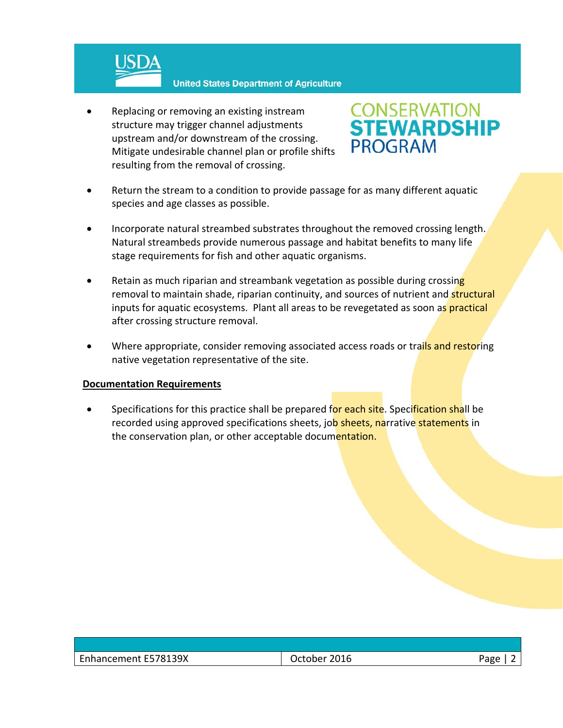- Replacing or removing an existing instream structure may trigger channel adjustments upstream and/or downstream of the crossing. Mitigate undesirable channel plan or profile shifts resulting from the removal of crossing.

- Return the stream to a condition to provide passage for as many different aquatic species and age classes as possible.

- Incorporate natural streambed substrates throughout the removed crossing length. Natural streambeds provide numerous passage and habitat benefits to many life stage requirements for fish and other aquatic organisms.

- Retain as much riparian and streambank vegetation as possible during crossing removal to maintain shade, riparian continuity, and sources of nutrient and structural inputs for aquatic ecosystems. Plant all areas to be revegetated as soon as practical after crossing structure removal.

- Where appropriate, consider removing associated access roads or trails and restoring native vegetation representative of the site.

**Documentation Requirements**

- Specifications for this practice shall be prepared for each site. Specification shall be recorded using approved specifications sheets, job sheets, narrative statements in the conservation plan, or other acceptable documentation.